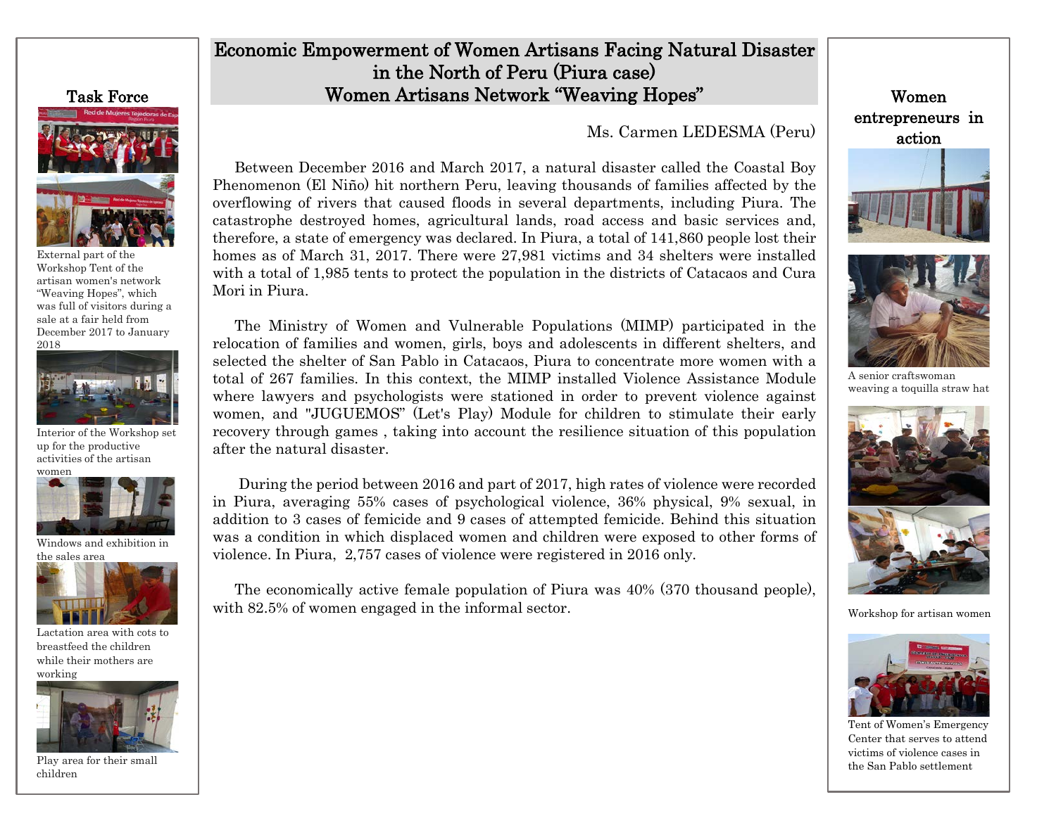# Economic Empowerment of Women Artisans Facing Natural Disaster in the North of Peru (Piura case)
# Women Artisans Network "Weaving Hopes"

Ms. Carmen LEDESMA (Peru)

Between December 2016 and March 2017, a natural disaster called the Coastal Boy Phenomenon (El Niño) hit northern Peru, leaving thousands of families affected by the overflowing of rivers that caused floods in several departments, including Piura. The catastrophe destroyed homes, agricultural lands, road access and basic services and, therefore, a state of emergency was declared. In Piura, a total of 141,860 people lost their homes as of March 31, 2017. There were 27,981 victims and 34 shelters were installed with a total of 1,985 tents to protect the population in the districts of Catacaos and Cura Mori in Piura.

The Ministry of Women and Vulnerable Populations (MIMP) participated in the relocation of families and women, girls, boys and adolescents in different shelters, and selected the shelter of San Pablo in Catacaos, Piura to concentrate more women with a total of 267 families. In this context, the MIMP installed Violence Assistance Module where lawyers and psychologists were stationed in order to prevent violence against women, and "JUGUEMOS" (Let's Play) Module for children to stimulate their early recovery through games , taking into account the resilience situation of this population after the natural disaster.

During the period between 2016 and part of 2017, high rates of violence were recorded in Piura, averaging 55% cases of psychological violence, 36% physical, 9% sexual, in addition to 3 cases of femicide and 9 cases of attempted femicide. Behind this situation was a condition in which displaced women and children were exposed to other forms of violence. In Piura, 2,757 cases of violence were registered in 2016 only.

The economically active female population of Piura was 40% (370 thousand people), with 82.5% of women engaged in the informal sector.

## Task Force

External part of the Workshop Tent of the artisan women's network "Weaving Hopes", which was full of visitors during a sale at a fair held from December 2017 to January 2018

Interior of the Workshop set up for the productive activities of the artisan women

Windows and exhibition in the sales area

Lactation area with cots to breastfeed the children while their mothers are working

Play area for their small children

## Women entrepreneurs in action

A senior craftswoman weaving a toquilla straw hat

Workshop for artisan women

Tent of Women's Emergency Center that serves to attend victims of violence cases in the San Pablo settlement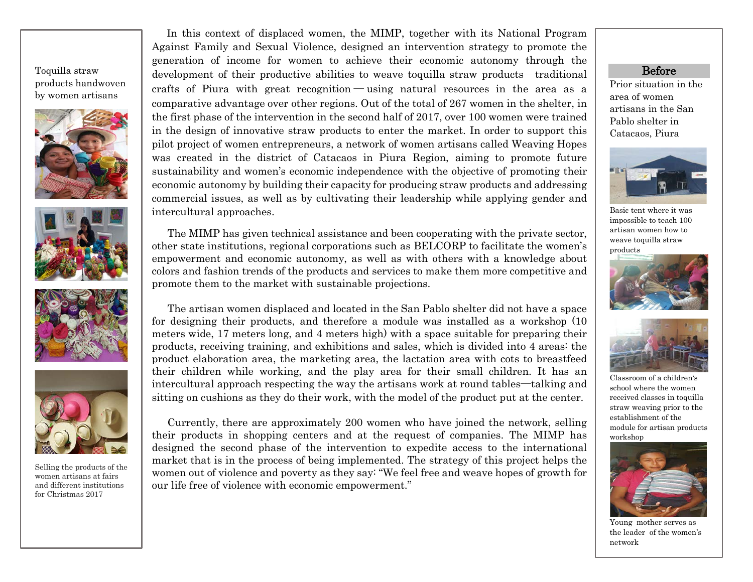Toquilla straw products handwoven by women artisans

Selling the products of the women artisans at fairs and different institutions for Christmas 2017

In this context of displaced women, the MIMP, together with its National Program Against Family and Sexual Violence, designed an intervention strategy to promote the generation of income for women to achieve their economic autonomy through the development of their productive abilities to weave toquilla straw products—traditional crafts of Piura with great recognition — using natural resources in the area as a comparative advantage over other regions. Out of the total of 267 women in the shelter, in the first phase of the intervention in the second half of 2017, over 100 women were trained in the design of innovative straw products to enter the market. In order to support this pilot project of women entrepreneurs, a network of women artisans called Weaving Hopes was created in the district of Catacaos in Piura Region, aiming to promote future sustainability and women's economic independence with the objective of promoting their economic autonomy by building their capacity for producing straw products and addressing commercial issues, as well as by cultivating their leadership while applying gender and intercultural approaches.

The MIMP has given technical assistance and been cooperating with the private sector, other state institutions, regional corporations such as BELCORP to facilitate the women's empowerment and economic autonomy, as well as with others with a knowledge about colors and fashion trends of the products and services to make them more competitive and promote them to the market with sustainable projections.

The artisan women displaced and located in the San Pablo shelter did not have a space for designing their products, and therefore a module was installed as a workshop (10 meters wide, 17 meters long, and 4 meters high) with a space suitable for preparing their products, receiving training, and exhibitions and sales, which is divided into 4 areas: the product elaboration area, the marketing area, the lactation area with cots to breastfeed their children while working, and the play area for their small children. It has an intercultural approach respecting the way the artisans work at round tables—talking and sitting on cushions as they do their work, with the model of the product put at the center.

Currently, there are approximately 200 women who have joined the network, selling their products in shopping centers and at the request of companies. The MIMP has designed the second phase of the intervention to expedite access to the international market that is in the process of being implemented. The strategy of this project helps the women out of violence and poverty as they say: "We feel free and weave hopes of growth for our life free of violence with economic empowerment."

## Before

Prior situation in the area of women artisans in the San Pablo shelter in Catacaos, Piura

Basic tent where it was impossible to teach 100 artisan women how to weave toquilla straw products

Classroom of a children's school where the women received classes in toquilla straw weaving prior to the establishment of the module for artisan products workshop

Young mother serves as the leader of the women's network